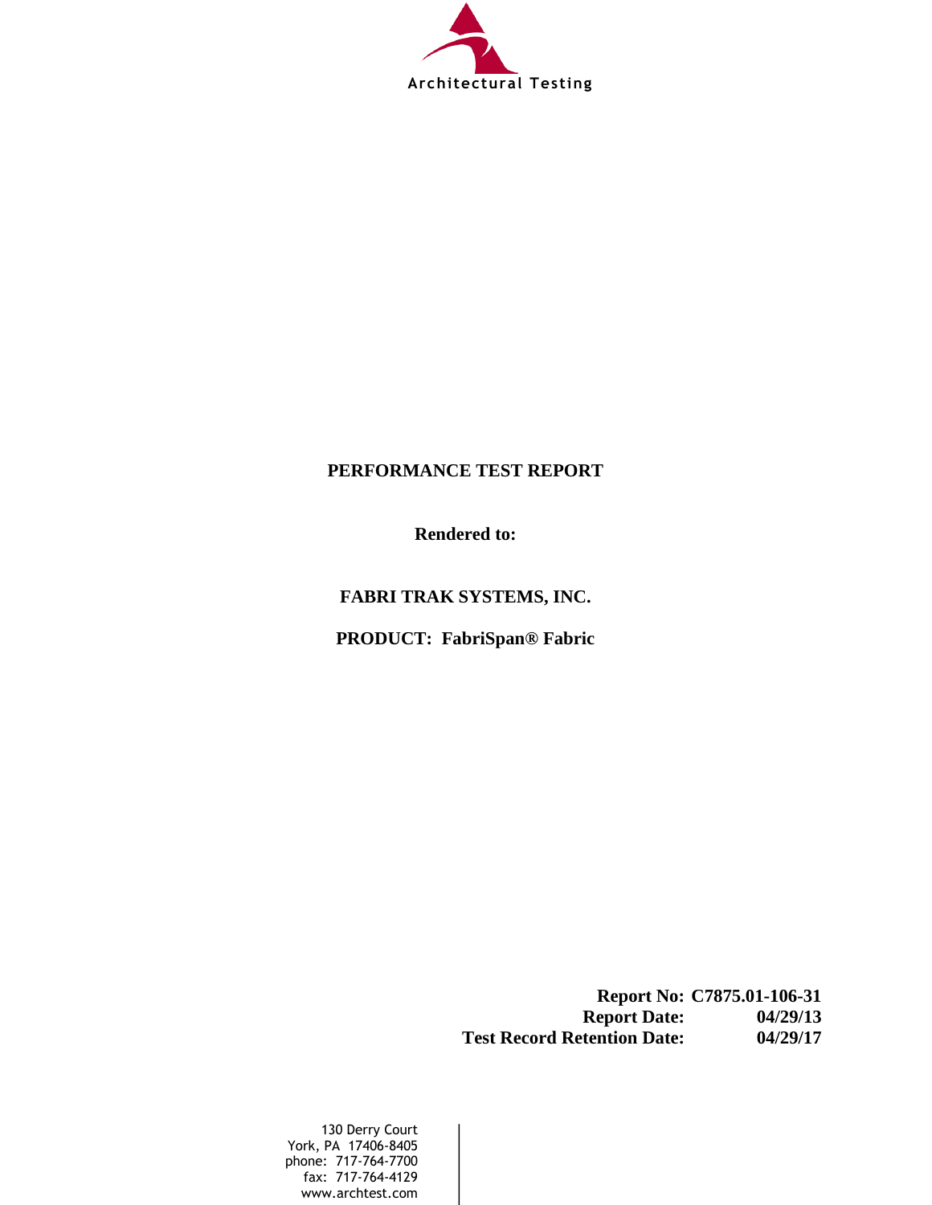Architectural Testing

# PERFORMANCE TEST REPORT

**Rendered to:**

**FABRI TRAK SYSTEMS, INC.**

**PRODUCT: FabriSpan® Fabric**

**Report No:** C7875.01-106-31
**Report Date:** 04/29/13
**Test Record Retention Date:** 04/29/17

130 Derry Court
York, PA 17406-8405
phone: 717-764-7700
fax: 717-764-4129
www.archtest.com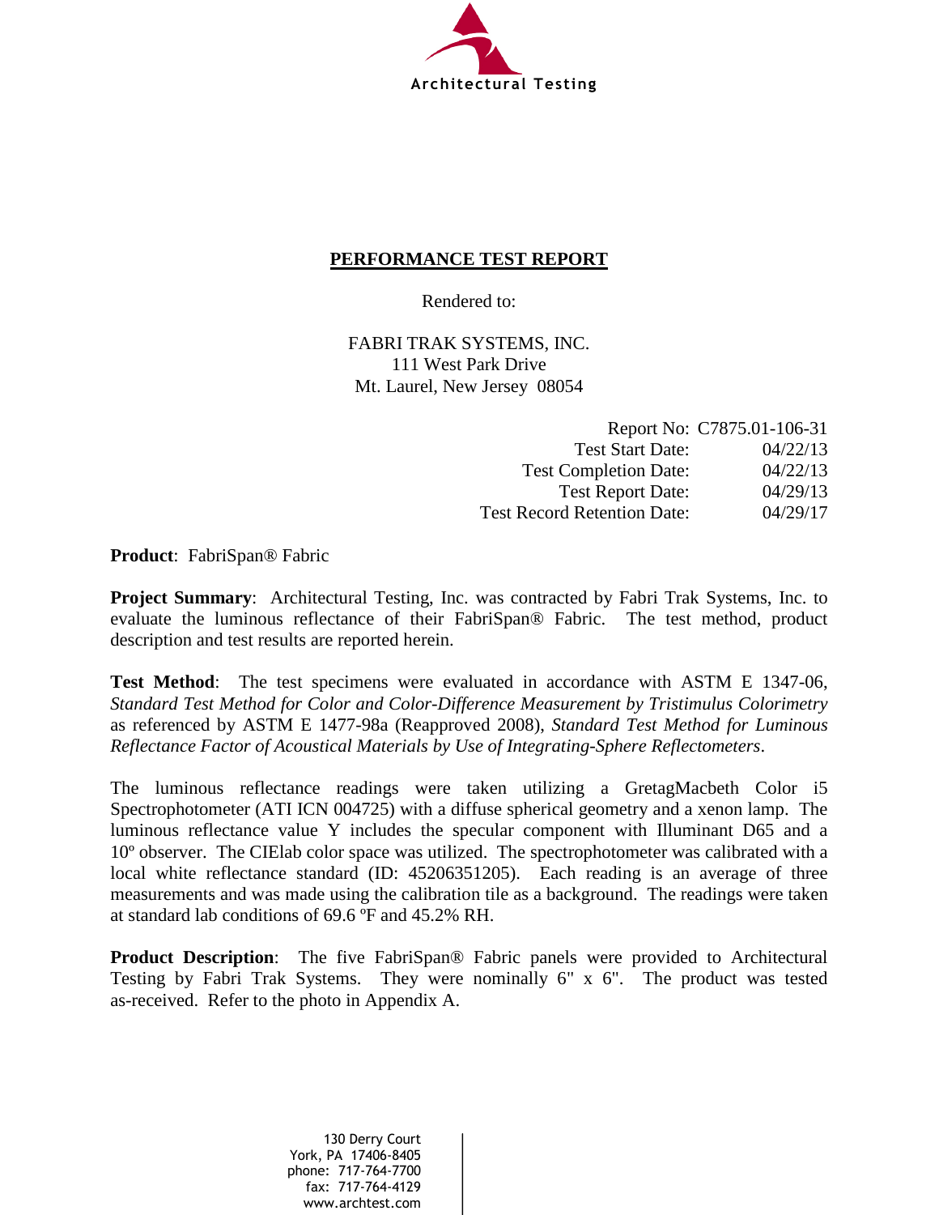Architectural Testing

## PERFORMANCE TEST REPORT

Rendered to:

FABRI TRAK SYSTEMS, INC.
111 West Park Drive
Mt. Laurel, New Jersey 08054

| | |
|---|---|
| Report No: | C7875.01-106-31 |
| Test Start Date: | 04/22/13 |
| Test Completion Date: | 04/22/13 |
| Test Report Date: | 04/29/13 |
| Test Record Retention Date: | 04/29/17 |

**Product**: FabriSpan® Fabric

**Project Summary**: Architectural Testing, Inc. was contracted by Fabri Trak Systems, Inc. to evaluate the luminous reflectance of their FabriSpan® Fabric. The test method, product description and test results are reported herein.

**Test Method**: The test specimens were evaluated in accordance with ASTM E 1347-06, *Standard Test Method for Color and Color-Difference Measurement by Tristimulus Colorimetry* as referenced by ASTM E 1477-98a (Reapproved 2008), *Standard Test Method for Luminous Reflectance Factor of Acoustical Materials by Use of Integrating-Sphere Reflectometers*.

The luminous reflectance readings were taken utilizing a GretagMacbeth Color i5 Spectrophotometer (ATI ICN 004725) with a diffuse spherical geometry and a xenon lamp. The luminous reflectance value Y includes the specular component with Illuminant D65 and a 10º observer. The CIElab color space was utilized. The spectrophotometer was calibrated with a local white reflectance standard (ID: 45206351205). Each reading is an average of three measurements and was made using the calibration tile as a background. The readings were taken at standard lab conditions of 69.6 ºF and 45.2% RH.

**Product Description**: The five FabriSpan® Fabric panels were provided to Architectural Testing by Fabri Trak Systems. They were nominally 6" x 6". The product was tested as-received. Refer to the photo in Appendix A.

130 Derry Court
York, PA 17406-8405
phone: 717-764-7700
fax: 717-764-4129
www.archtest.com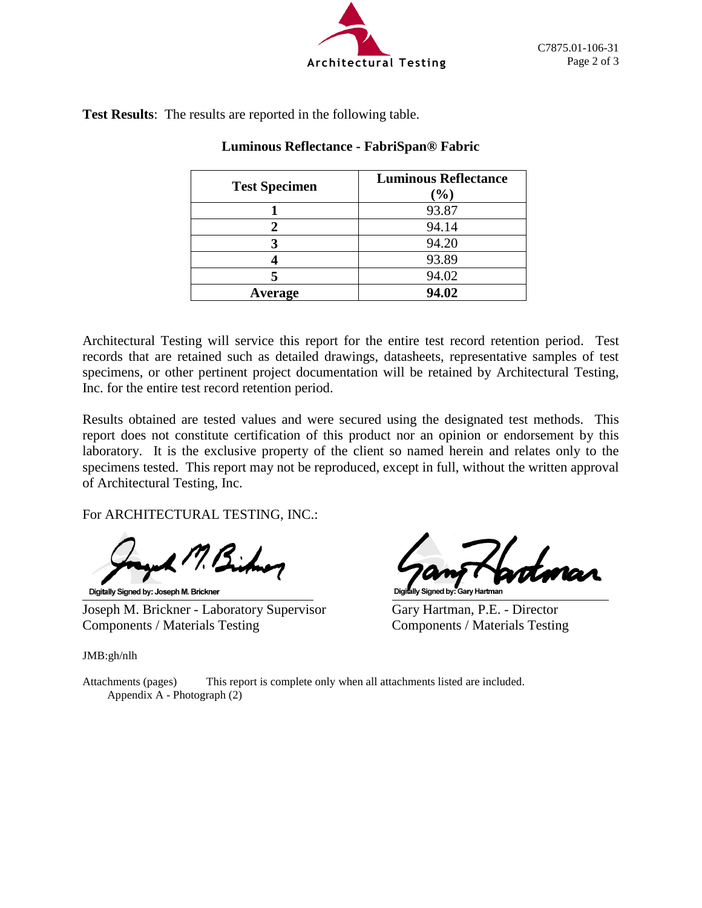**Test Results**: The results are reported in the following table.

**Luminous Reflectance - FabriSpan® Fabric**

| Test Specimen | Luminous Reflectance (%) |
|---|---|
| **1** | 93.87 |
| **2** | 94.14 |
| **3** | 94.20 |
| **4** | 93.89 |
| **5** | 94.02 |
| **Average** | **94.02** |

Architectural Testing will service this report for the entire test record retention period. Test records that are retained such as detailed drawings, datasheets, representative samples of test specimens, or other pertinent project documentation will be retained by Architectural Testing, Inc. for the entire test record retention period.

Results obtained are tested values and were secured using the designated test methods. This report does not constitute certification of this product nor an opinion or endorsement by this laboratory. It is the exclusive property of the client so named herein and relates only to the specimens tested. This report may not be reproduced, except in full, without the written approval of Architectural Testing, Inc.

For ARCHITECTURAL TESTING, INC.:

Digitally Signed by: Joseph M. Brickner

Joseph M. Brickner - Laboratory Supervisor
Components / Materials Testing

Digitally Signed by: Gary Hartman

Gary Hartman, P.E. - Director
Components / Materials Testing

JMB:gh/nlh

Attachments (pages) This report is complete only when all attachments listed are included.
Appendix A - Photograph (2)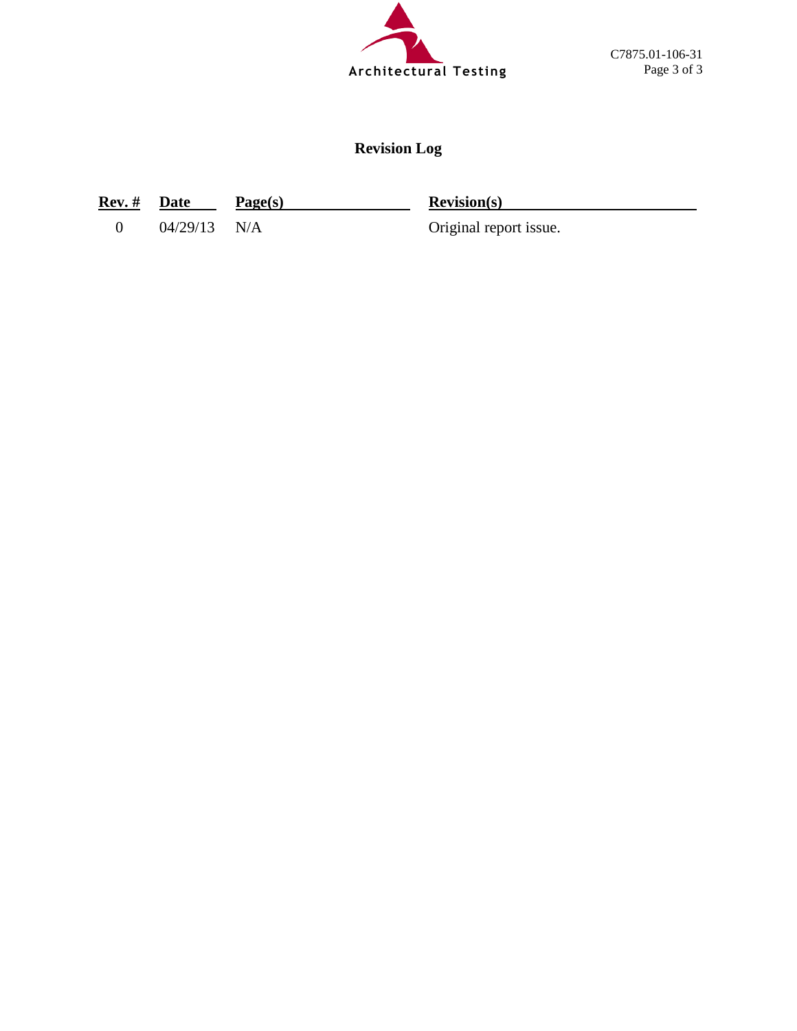# Revision Log

| Rev. # | Date | Page(s) | Revision(s) |
|---|---|---|---|
| 0 | 04/29/13 | N/A | Original report issue. |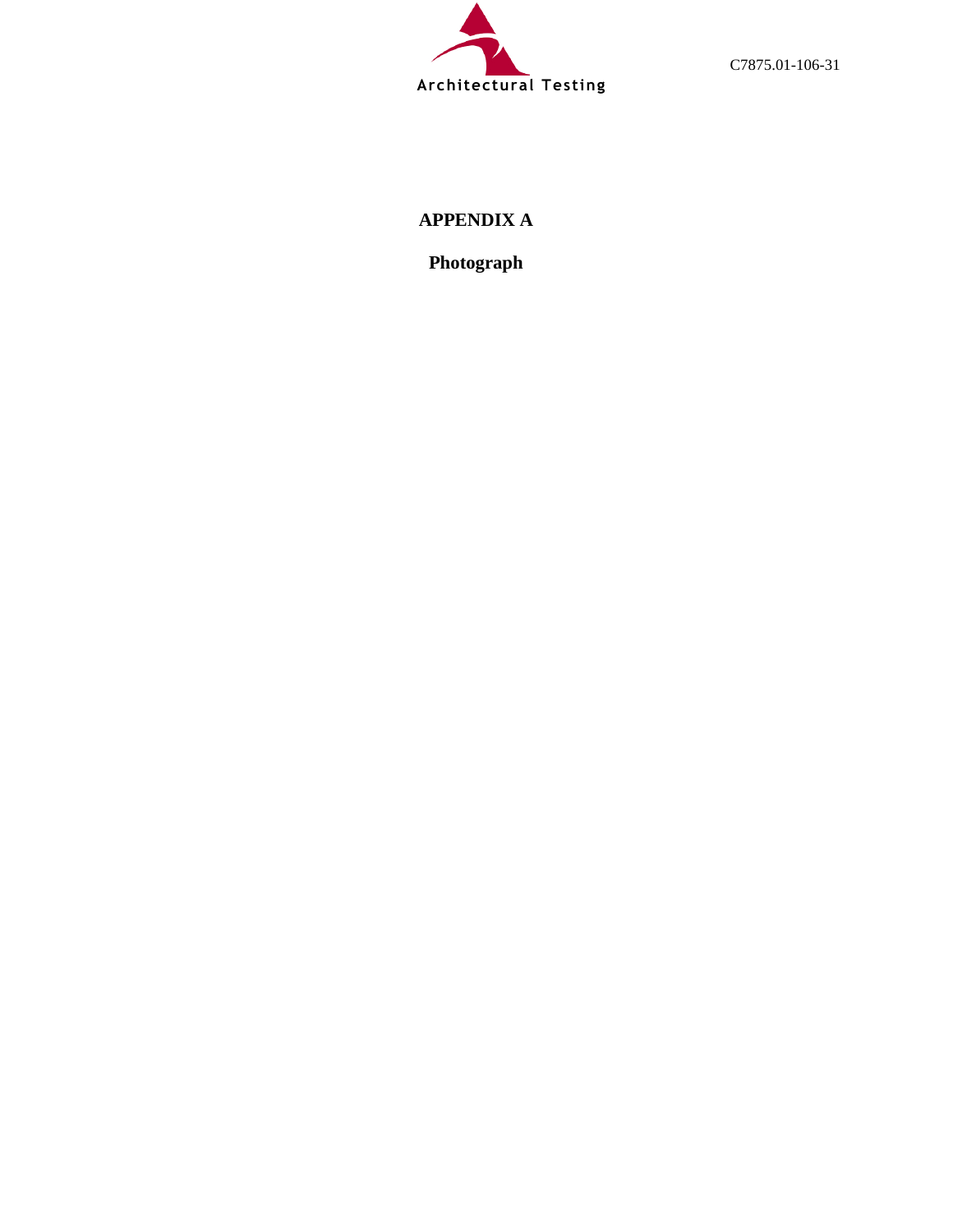# APPENDIX A

## Photograph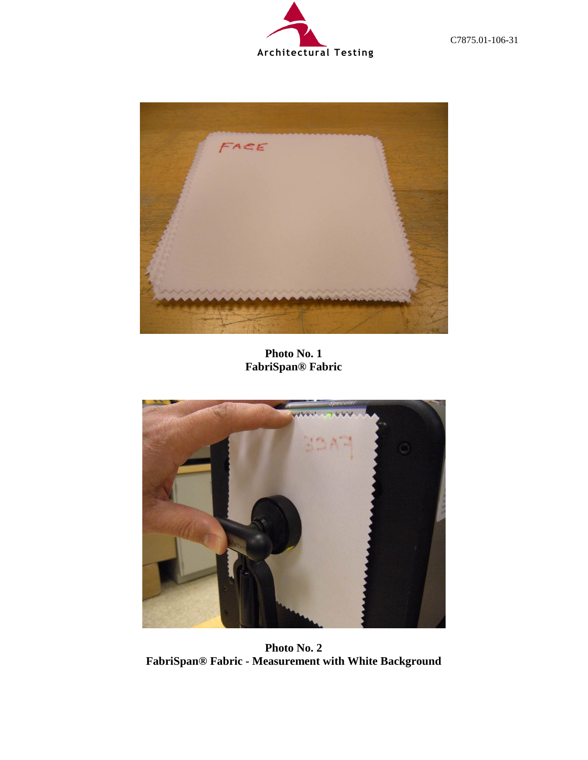**Photo No. 1**
**FabriSpan® Fabric**

**Photo No. 2**
**FabriSpan® Fabric - Measurement with White Background**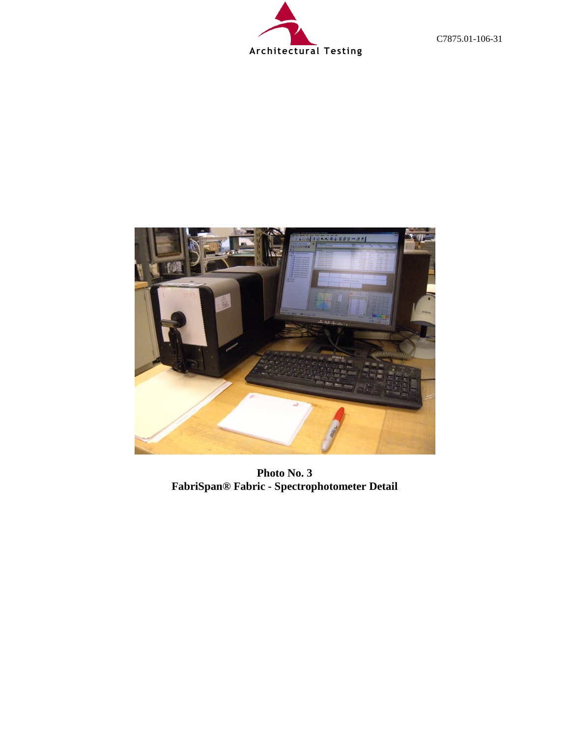**Photo No. 3**
**FabriSpan® Fabric - Spectrophotometer Detail**